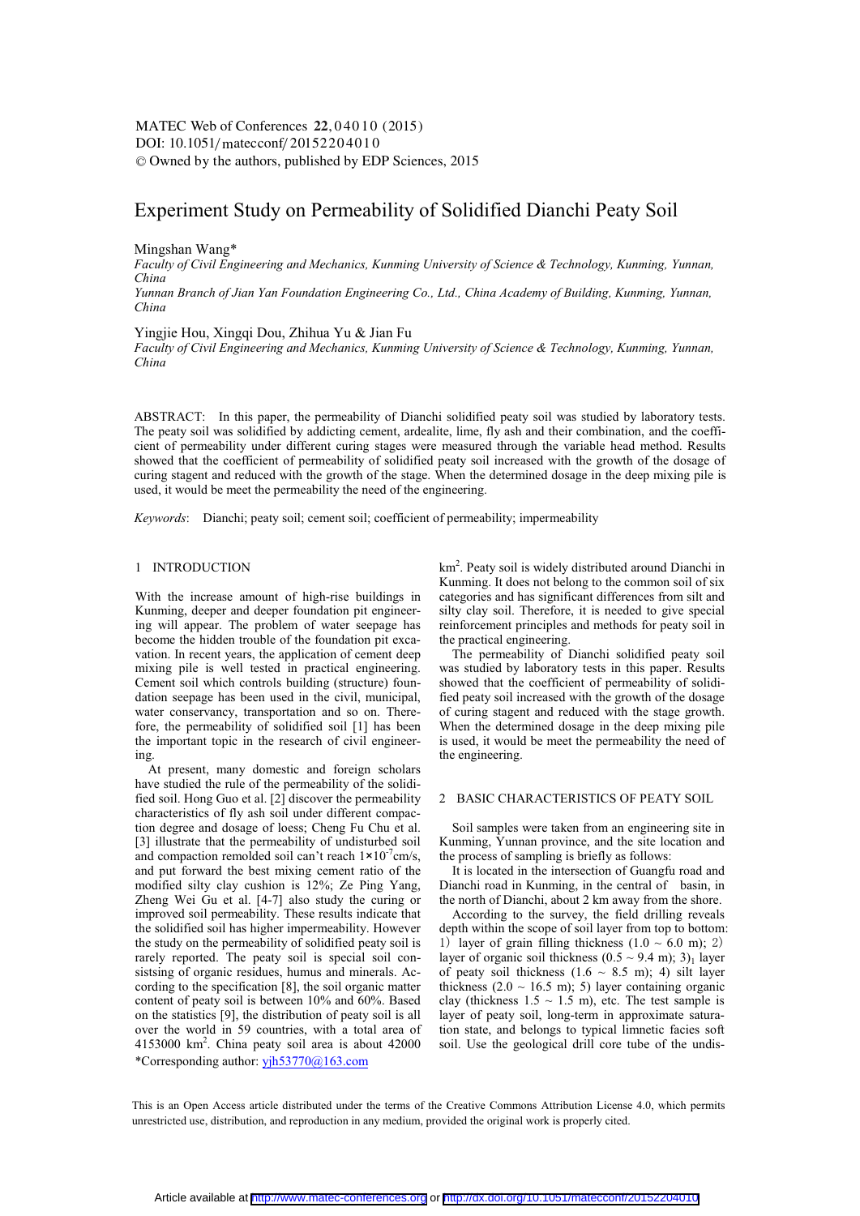# Experiment Study on Permeability of Solidified Dianchi Peaty Soil

Mingshan Wang*

*Faculty of Civil Engineering and Mechanics, Kunming University of Science & Technology, Kunming, Yunnan, China*

*Yunnan Branch of Jian Yan Foundation Engineering Co., Ltd., China Academy of Building, Kunming, Yunnan, China*

Yingjie Hou, Xingqi Dou, Zhihua Yu & Jian Fu

*Faculty of Civil Engineering and Mechanics, Kunming University of Science & Technology, Kunming, Yunnan, China*

ABSTRACT: In this paper, the permeability of Dianchi solidified peaty soil was studied by laboratory tests. The peaty soil was solidified by addicting cement, ardealite, lime, fly ash and their combination, and the coefficient of permeability under different curing stages were measured through the variable head method. Results showed that the coefficient of permeability of solidified peaty soil increased with the growth of the dosage of curing stagent and reduced with the growth of the stage. When the determined dosage in the deep mixing pile is used, it would be meet the permeability the need of the engineering.

*Keywords*: Dianchi; peaty soil; cement soil; coefficient of permeability; impermeability

## 1 INTRODUCTION

With the increase amount of high-rise buildings in Kunming, deeper and deeper foundation pit engineering will appear. The problem of water seepage has become the hidden trouble of the foundation pit excavation. In recent years, the application of cement deep mixing pile is well tested in practical engineering. Cement soil which controls building (structure) foundation seepage has been used in the civil, municipal, water conservancy, transportation and so on. Therefore, the permeability of solidified soil [1] has been the important topic in the research of civil engineering.

At present, many domestic and foreign scholars have studied the rule of the permeability of the solidified soil. Hong Guo et al. [2] discover the permeability characteristics of fly ash soil under different compaction degree and dosage of loess; Cheng Fu Chu et al. [3] illustrate that the permeability of undisturbed soil and compaction remolded soil can't reach $1\times10^{-7}$cm/s, and put forward the best mixing cement ratio of the modified silty clay cushion is 12%; Ze Ping Yang, Zheng Wei Gu et al. [4-7] also study the curing or improved soil permeability. These results indicate that the solidified soil has higher impermeability. However the study on the permeability of solidified peaty soil is rarely reported. The peaty soil is special soil consistsing of organic residues, humus and minerals. According to the specification [8], the soil organic matter content of peaty soil is between 10% and 60%. Based on the statistics [9], the distribution of peaty soil is all over the world in 59 countries, with a total area of 4153000 km$^2$. China peaty soil area is about 42000 km$^2$. Peaty soil is widely distributed around Dianchi in Kunming. It does not belong to the common soil of six categories and has significant differences from silt and silty clay soil. Therefore, it is needed to give special reinforcement principles and methods for peaty soil in the practical engineering.

The permeability of Dianchi solidified peaty soil was studied by laboratory tests in this paper. Results showed that the coefficient of permeability of solidified peaty soil increased with the growth of the dosage of curing stagent and reduced with the stage growth. When the determined dosage in the deep mixing pile is used, it would be meet the permeability the need of the engineering.

## 2 BASIC CHARACTERISTICS OF PEATY SOIL

Soil samples were taken from an engineering site in Kunming, Yunnan province, and the site location and the process of sampling is briefly as follows:

It is located in the intersection of Guangfu road and Dianchi road in Kunming, in the central of basin, in the north of Dianchi, about 2 km away from the shore.

According to the survey, the field drilling reveals depth within the scope of soil layer from top to bottom: 1) layer of grain filling thickness (1.0 ~ 6.0 m); 2) layer of organic soil thickness (0.5 ~ 9.4 m); 3)$_1$ layer of peaty soil thickness (1.6 ~ 8.5 m); 4) silt layer thickness (2.0 ~ 16.5 m); 5) layer containing organic clay (thickness 1.5 ~ 1.5 m), etc. The test sample is layer of peaty soil, long-term in approximate saturation state, and belongs to typical limnetic facies soft soil. Use the geological drill core tube of the undis-

*Corresponding author: yjh53770@163.com

This is an Open Access article distributed under the terms of the Creative Commons Attribution License 4.0, which permits unrestricted use, distribution, and reproduction in any medium, provided the original work is properly cited.

Article available at http://www.matec-conferences.org or http://dx.doi.org/10.1051/matecconf/20152204010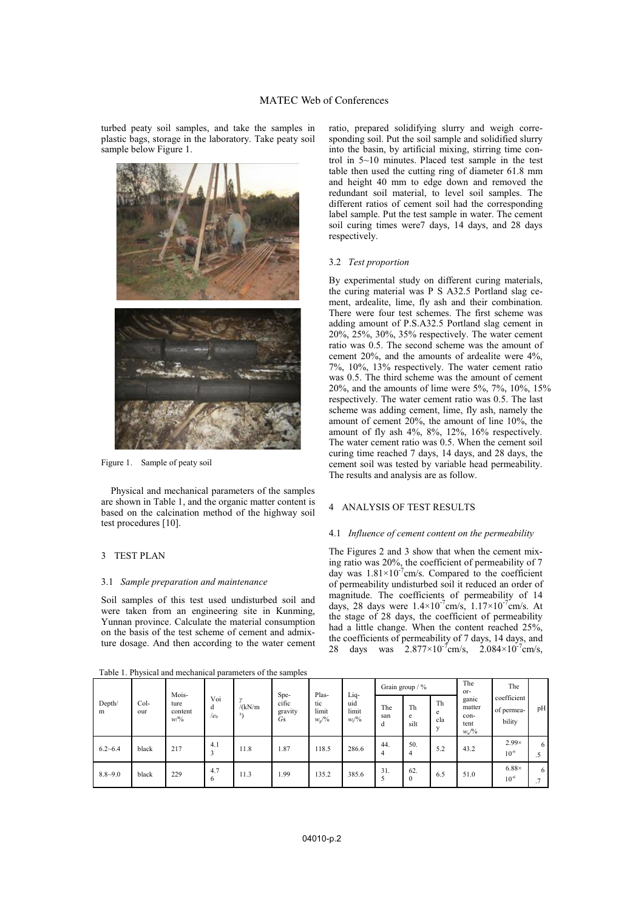turbed peaty soil samples, and take the samples in plastic bags, storage in the laboratory. Take peaty soil sample below Figure 1.

Figure 1. Sample of peaty soil

Physical and mechanical parameters of the samples are shown in Table 1, and the organic matter content is based on the calcination method of the highway soil test procedures [10].

## 3 TEST PLAN

### 3.1 *Sample preparation and maintenance*

Soil samples of this test used undisturbed soil and were taken from an engineering site in Kunming, Yunnan province. Calculate the material consumption on the basis of the test scheme of cement and admixture dosage. And then according to the water cement ratio, prepared solidifying slurry and weigh corresponding soil. Put the soil sample and solidified slurry into the basin, by artificial mixing, stirring time control in 5~10 minutes. Placed test sample in the test table then used the cutting ring of diameter 61.8 mm and height 40 mm to edge down and removed the redundant soil material, to level soil samples. The different ratios of cement soil had the corresponding label sample. Put the test sample in water. The cement soil curing times were7 days, 14 days, and 28 days respectively.

### 3.2 *Test proportion*

By experimental study on different curing materials, the curing material was P S A32.5 Portland slag cement, ardealite, lime, fly ash and their combination. There were four test schemes. The first scheme was adding amount of P.S.A32.5 Portland slag cement in 20%, 25%, 30%, 35% respectively. The water cement ratio was 0.5. The second scheme was the amount of cement 20%, and the amounts of ardealite were 4%, 7%, 10%, 13% respectively. The water cement ratio was 0.5. The third scheme was the amount of cement 20%, and the amounts of lime were 5%, 7%, 10%, 15% respectively. The water cement ratio was 0.5. The last scheme was adding cement, lime, fly ash, namely the amount of cement 20%, the amount of line 10%, the amount of fly ash 4%, 8%, 12%, 16% respectively. The water cement ratio was 0.5. When the cement soil curing time reached 7 days, 14 days, and 28 days, the cement soil was tested by variable head permeability. The results and analysis are as follow.

## 4 ANALYSIS OF TEST RESULTS

### 4.1 *Influence of cement content on the permeability*

The Figures 2 and 3 show that when the cement mixing ratio was 20%, the coefficient of permeability of 7 day was $1.81\times10^{-7}$cm/s. Compared to the coefficient of permeability undisturbed soil it reduced an order of magnitude. The coefficients of permeability of 14 days, 28 days were $1.4\times10^{-7}$cm/s, $1.17\times10^{-7}$cm/s. At the stage of 28 days, the coefficient of permeability had a little change. When the content reached 25%, the coefficients of permeability of 7 days, 14 days, and 28 days was $2.877\times10^{-7}$cm/s, $2.084\times10^{-7}$cm/s,

Table 1. Physical and mechanical parameters of the samples

| Depth/ m | Colour | Moisture content $w$/% | Void /$e_0$ | $\gamma$ /(kN/m$^3$) | Specific gravity $Gs$ | Plastic limit $w_p$/% | Liquid limit $w_l$/% | Grain group / % | | | The organic matter content $w_u$/% | The coefficient of permeability | pH |
|---|---|---|---|---|---|---|---|---|---|---|---|---|---|
| | | | | | | | | The sand | The silt | The clay | | | |
| 6.2~6.4 | black | 217 | 4.13 | 11.8 | 1.87 | 118.5 | 286.6 | 44.4 | 50.4 | 5.2 | 43.2 | $2.99\times10^{-6}$ | 6.5 |
| 8.8~9.0 | black | 229 | 4.76 | 11.3 | 1.99 | 135.2 | 385.6 | 31.5 | 62.0 | 6.5 | 51.0 | $6.88\times10^{-6}$ | 6.7 |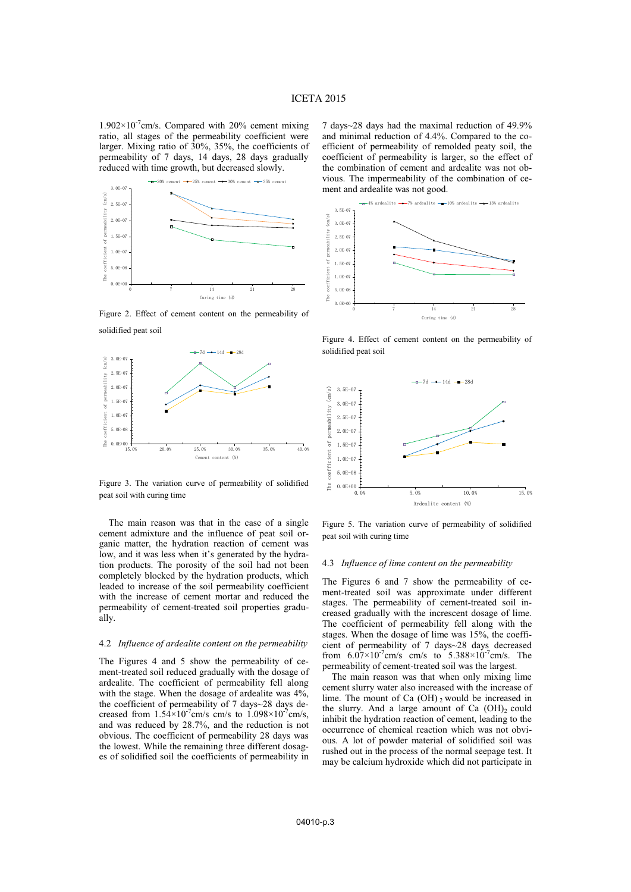$1.902\times10^{-7}$cm/s. Compared with 20% cement mixing ratio, all stages of the permeability coefficient were larger. Mixing ratio of 30%, 35%, the coefficients of permeability of 7 days, 14 days, 28 days gradually reduced with time growth, but decreased slowly.

Figure 2. Effect of cement content on the permeability of solidified peat soil

Figure 3. The variation curve of permeability of solidified peat soil with curing time

The main reason was that in the case of a single cement admixture and the influence of peat soil organic matter, the hydration reaction of cement was low, and it was less when it's generated by the hydration products. The porosity of the soil had not been completely blocked by the hydration products, which leaded to increase of the soil permeability coefficient with the increase of cement mortar and reduced the permeability of cement-treated soil properties gradually.

### 4.2 *Influence of ardealite content on the permeability*

The Figures 4 and 5 show the permeability of cement-treated soil reduced gradually with the dosage of ardealite. The coefficient of permeability fell along with the stage. When the dosage of ardealite was 4%, the coefficient of permeability of 7 days~28 days decreased from $1.54\times10^{-7}$cm/s cm/s to $1.098\times10^{-7}$cm/s, and was reduced by 28.7%, and the reduction is not obvious. The coefficient of permeability 28 days was the lowest. While the remaining three different dosages of solidified soil the coefficients of permeability in 7 days~28 days had the maximal reduction of 49.9% and minimal reduction of 4.4%. Compared to the coefficient of permeability of remolded peaty soil, the coefficient of permeability is larger, so the effect of the combination of cement and ardealite was not obvious. The impermeability of the combination of cement and ardealite was not good.

Figure 4. Effect of cement content on the permeability of solidified peat soil

Figure 5. The variation curve of permeability of solidified peat soil with curing time

### 4.3 *Influence of lime content on the permeability*

The Figures 6 and 7 show the permeability of cement-treated soil was approximate under different stages. The permeability of cement-treated soil increased gradually with the increscent dosage of lime. The coefficient of permeability fell along with the stages. When the dosage of lime was 15%, the coefficient of permeability of 7 days~28 days decreased from $6.07\times10^{-7}$cm/s cm/s to $5.388\times10^{-7}$cm/s. The permeability of cement-treated soil was the largest.

The main reason was that when only mixing lime cement slurry water also increased with the increase of lime. The mount of Ca $(OH)_2$ would be increased in the slurry. And a large amount of Ca $(OH)_2$ could inhibit the hydration reaction of cement, leading to the occurrence of chemical reaction which was not obvious. A lot of powder material of solidified soil was rushed out in the process of the normal seepage test. It may be calcium hydroxide which did not participate in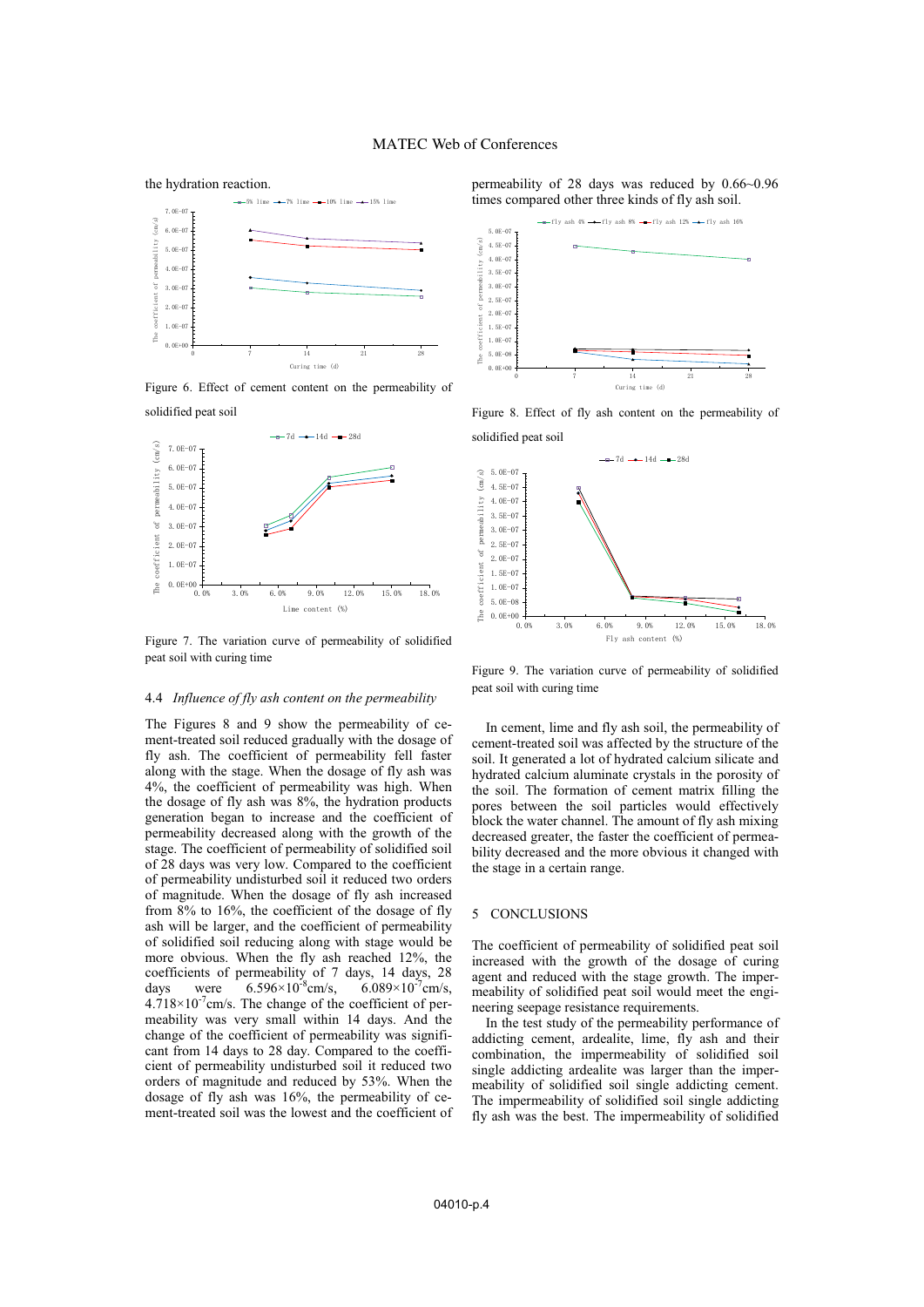the hydration reaction.

Figure 6. Effect of cement content on the permeability of solidified peat soil

Figure 7. The variation curve of permeability of solidified peat soil with curing time

### 4.4 *Influence of fly ash content on the permeability*

The Figures 8 and 9 show the permeability of cement-treated soil reduced gradually with the dosage of fly ash. The coefficient of permeability fell faster along with the stage. When the dosage of fly ash was 4%, the coefficient of permeability was high. When the dosage of fly ash was 8%, the hydration products generation began to increase and the coefficient of permeability decreased along with the growth of the stage. The coefficient of permeability of solidified soil of 28 days was very low. Compared to the coefficient of permeability undisturbed soil it reduced two orders of magnitude. When the dosage of fly ash increased from 8% to 16%, the coefficient of the dosage of fly ash will be larger, and the coefficient of permeability of solidified soil reducing along with stage would be more obvious. When the fly ash reached 12%, the coefficients of permeability of 7 days, 14 days, 28 days were $6.596\times10^{-8}$cm/s, $6.089\times10^{-7}$cm/s, $4.718\times10^{-7}$cm/s. The change of the coefficient of permeability was very small within 14 days. And the change of the coefficient of permeability was significant from 14 days to 28 day. Compared to the coefficient of permeability undisturbed soil it reduced two orders of magnitude and reduced by 53%. When the dosage of fly ash was 16%, the permeability of cement-treated soil was the lowest and the coefficient of permeability of 28 days was reduced by 0.66~0.96 times compared other three kinds of fly ash soil.

Figure 8. Effect of fly ash content on the permeability of solidified peat soil

Figure 9. The variation curve of permeability of solidified peat soil with curing time

In cement, lime and fly ash soil, the permeability of cement-treated soil was affected by the structure of the soil. It generated a lot of hydrated calcium silicate and hydrated calcium aluminate crystals in the porosity of the soil. The formation of cement matrix filling the pores between the soil particles would effectively block the water channel. The amount of fly ash mixing decreased greater, the faster the coefficient of permeability decreased and the more obvious it changed with the stage in a certain range.

## 5 CONCLUSIONS

The coefficient of permeability of solidified peat soil increased with the growth of the dosage of curing agent and reduced with the stage growth. The impermeability of solidified peat soil would meet the engineering seepage resistance requirements.

In the test study of the permeability performance of addicting cement, ardealite, lime, fly ash and their combination, the impermeability of solidified soil single addicting ardealite was larger than the impermeability of solidified soil single addicting cement. The impermeability of solidified soil single addicting fly ash was the best. The impermeability of solidified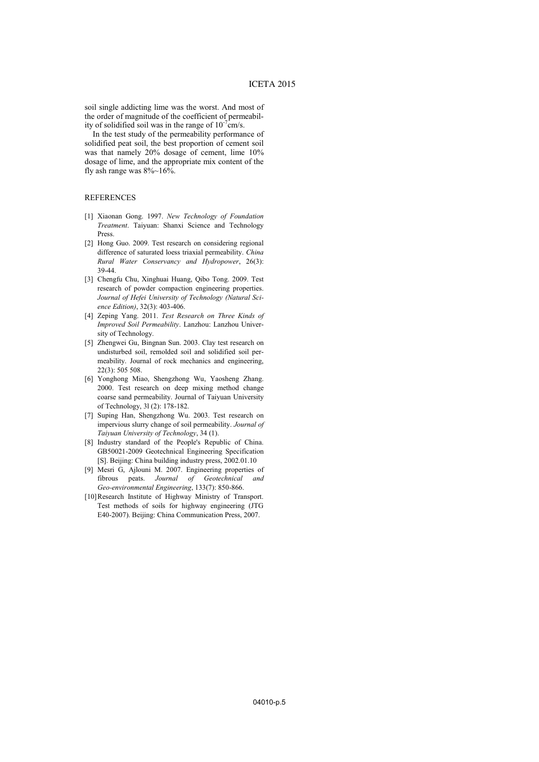soil single addicting lime was the worst. And most of the order of magnitude of the coefficient of permeability of solidified soil was in the range of $10^{-7}$cm/s.

In the test study of the permeability performance of solidified peat soil, the best proportion of cement soil was that namely 20% dosage of cement, lime 10% dosage of lime, and the appropriate mix content of the fly ash range was 8%~16%.

## REFERENCES

[1] Xiaonan Gong. 1997. *New Technology of Foundation Treatment*. Taiyuan: Shanxi Science and Technology Press.

[2] Hong Guo. 2009. Test research on considering regional difference of saturated loess triaxial permeability. *China Rural Water Conservancy and Hydropower*, 26(3): 39-44.

[3] Chengfu Chu, Xinghuai Huang, Qibo Tong. 2009. Test research of powder compaction engineering properties. *Journal of Hefei University of Technology (Natural Science Edition)*, 32(3): 403-406.

[4] Zeping Yang. 2011. *Test Research on Three Kinds of Improved Soil Permeability*. Lanzhou: Lanzhou University of Technology.

[5] Zhengwei Gu, Bingnan Sun. 2003. Clay test research on undisturbed soil, remolded soil and solidified soil permeability. Journal of rock mechanics and engineering, 22(3): 505 508.

[6] Yonghong Miao, Shengzhong Wu, Yaosheng Zhang. 2000. Test research on deep mixing method change coarse sand permeability. Journal of Taiyuan University of Technology, 3l (2): 178-182.

[7] Suping Han, Shengzhong Wu. 2003. Test research on impervious slurry change of soil permeability. *Journal of Taiyuan University of Technology*, 34 (1).

[8] Industry standard of the People's Republic of China. GB50021-2009 Geotechnical Engineering Specification [S]. Beijing: China building industry press, 2002.01.10

[9] Mesri G, Ajlouni M. 2007. Engineering properties of fibrous peats. *Journal of Geotechnical and Geo-environmental Engineering*, 133(7): 850-866.

[10] Research Institute of Highway Ministry of Transport. Test methods of soils for highway engineering (JTG E40-2007). Beijing: China Communication Press, 2007.